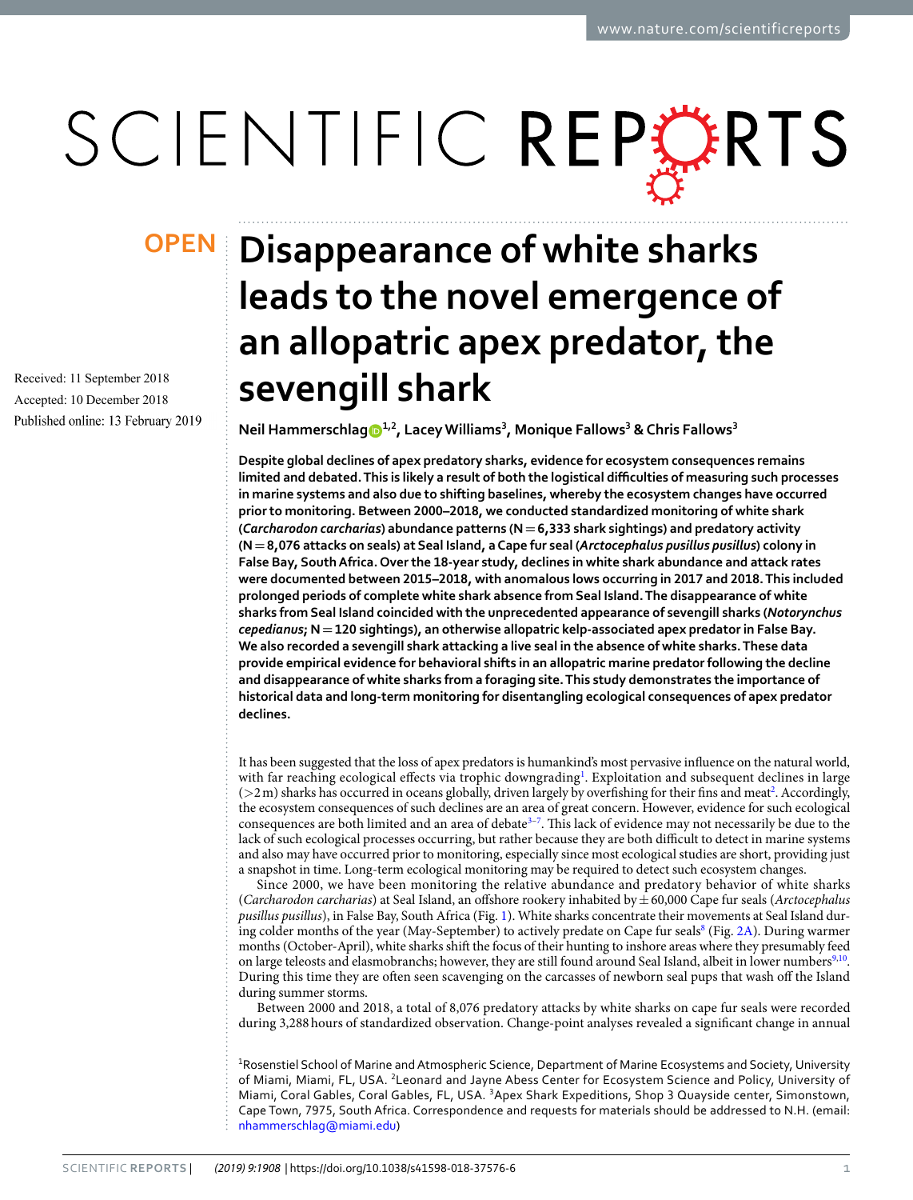OPEN

# Disappearance of white sharks leads to the novel emergence of an allopatric apex predator, the sevengill shark

Received: 11 September 2018
Accepted: 10 December 2018
Published online: 13 February 2019

**Neil Hammerschlag[1,2], Lacey Williams[3], Monique Fallows[3] & Chris Fallows[3]**

**Despite global declines of apex predatory sharks, evidence for ecosystem consequences remains limited and debated. This is likely a result of both the logistical difficulties of measuring such processes in marine systems and also due to shifting baselines, whereby the ecosystem changes have occurred prior to monitoring. Between 2000–2018, we conducted standardized monitoring of white shark (*Carcharodon carcharias*) abundance patterns (N = 6,333 shark sightings) and predatory activity (N = 8,076 attacks on seals) at Seal Island, a Cape fur seal (*Arctocephalus pusillus pusillus*) colony in False Bay, South Africa. Over the 18-year study, declines in white shark abundance and attack rates were documented between 2015–2018, with anomalous lows occurring in 2017 and 2018. This included prolonged periods of complete white shark absence from Seal Island. The disappearance of white sharks from Seal Island coincided with the unprecedented appearance of sevengill sharks (*Notorynchus cepedianus*; N = 120 sightings), an otherwise allopatric kelp-associated apex predator in False Bay. We also recorded a sevengill shark attacking a live seal in the absence of white sharks. These data provide empirical evidence for behavioral shifts in an allopatric marine predator following the decline and disappearance of white sharks from a foraging site. This study demonstrates the importance of historical data and long-term monitoring for disentangling ecological consequences of apex predator declines.**

It has been suggested that the loss of apex predators is humankind's most pervasive influence on the natural world, with far reaching ecological effects via trophic downgrading[1]. Exploitation and subsequent declines in large (>2 m) sharks has occurred in oceans globally, driven largely by overfishing for their fins and meat[2]. Accordingly, the ecosystem consequences of such declines are an area of great concern. However, evidence for such ecological consequences are both limited and an area of debate[3–7]. This lack of evidence may not necessarily be due to the lack of such ecological processes occurring, but rather because they are both difficult to detect in marine systems and also may have occurred prior to monitoring, especially since most ecological studies are short, providing just a snapshot in time. Long-term ecological monitoring may be required to detect such ecosystem changes.

Since 2000, we have been monitoring the relative abundance and predatory behavior of white sharks (*Carcharodon carcharias*) at Seal Island, an offshore rookery inhabited by ±60,000 Cape fur seals (*Arctocephalus pusillus pusillus*), in False Bay, South Africa (Fig. 1). White sharks concentrate their movements at Seal Island during colder months of the year (May-September) to actively predate on Cape fur seals[8] (Fig. 2A). During warmer months (October-April), white sharks shift the focus of their hunting to inshore areas where they presumably feed on large teleosts and elasmobranchs; however, they are still found around Seal Island, albeit in lower numbers[9,10]. During this time they are often seen scavenging on the carcasses of newborn seal pups that wash off the Island during summer storms.

Between 2000 and 2018, a total of 8,076 predatory attacks by white sharks on cape fur seals were recorded during 3,288 hours of standardized observation. Change-point analyses revealed a significant change in annual

[1]Rosenstiel School of Marine and Atmospheric Science, Department of Marine Ecosystems and Society, University of Miami, Miami, FL, USA. [2]Leonard and Jayne Abess Center for Ecosystem Science and Policy, University of Miami, Coral Gables, Coral Gables, FL, USA. [3]Apex Shark Expeditions, Shop 3 Quayside center, Simonstown, Cape Town, 7975, South Africa. Correspondence and requests for materials should be addressed to N.H. (email: nhammerschlag@miami.edu)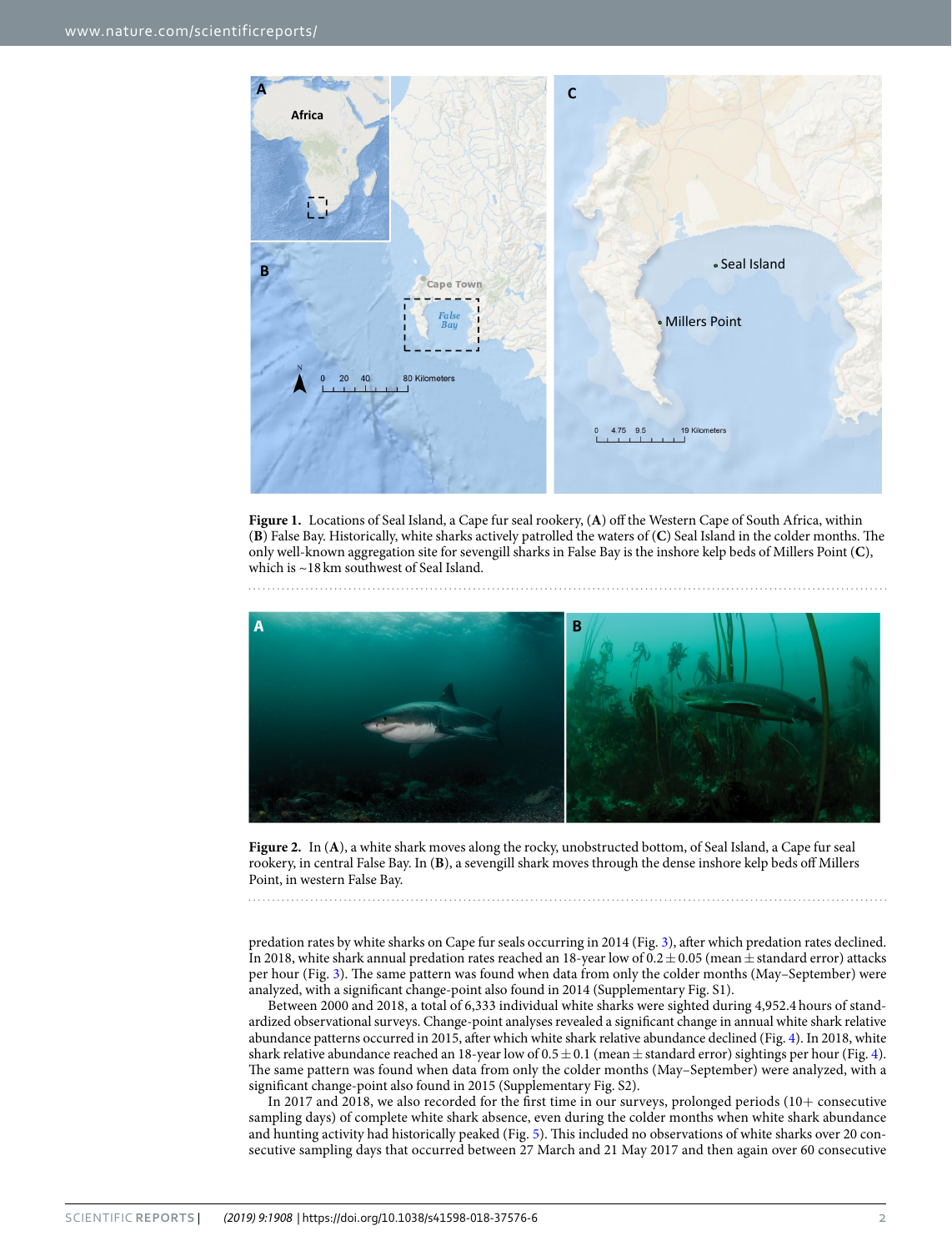Figure 1. Locations of Seal Island, a Cape fur seal rookery, (**A**) off the Western Cape of South Africa, within (**B**) False Bay. Historically, white sharks actively patrolled the waters of (**C**) Seal Island in the colder months. The only well-known aggregation site for sevengill sharks in False Bay is the inshore kelp beds of Millers Point (**C**), which is ~18 km southwest of Seal Island.

Figure 2. In (**A**), a white shark moves along the rocky, unobstructed bottom, of Seal Island, a Cape fur seal rookery, in central False Bay. In (**B**), a sevengill shark moves through the dense inshore kelp beds off Millers Point, in western False Bay.

predation rates by white sharks on Cape fur seals occurring in 2014 (Fig. 3), after which predation rates declined. In 2018, white shark annual predation rates reached an 18-year low of $0.2 \pm 0.05$ (mean ± standard error) attacks per hour (Fig. 3). The same pattern was found when data from only the colder months (May–September) were analyzed, with a significant change-point also found in 2014 (Supplementary Fig. S1).

Between 2000 and 2018, a total of 6,333 individual white sharks were sighted during 4,952.4 hours of standardized observational surveys. Change-point analyses revealed a significant change in annual white shark relative abundance patterns occurred in 2015, after which white shark relative abundance declined (Fig. 4). In 2018, white shark relative abundance reached an 18-year low of $0.5 \pm 0.1$ (mean ± standard error) sightings per hour (Fig. 4). The same pattern was found when data from only the colder months (May–September) were analyzed, with a significant change-point also found in 2015 (Supplementary Fig. S2).

In 2017 and 2018, we also recorded for the first time in our surveys, prolonged periods (10+ consecutive sampling days) of complete white shark absence, even during the colder months when white shark abundance and hunting activity had historically peaked (Fig. 5). This included no observations of white sharks over 20 consecutive sampling days that occurred between 27 March and 21 May 2017 and then again over 60 consecutive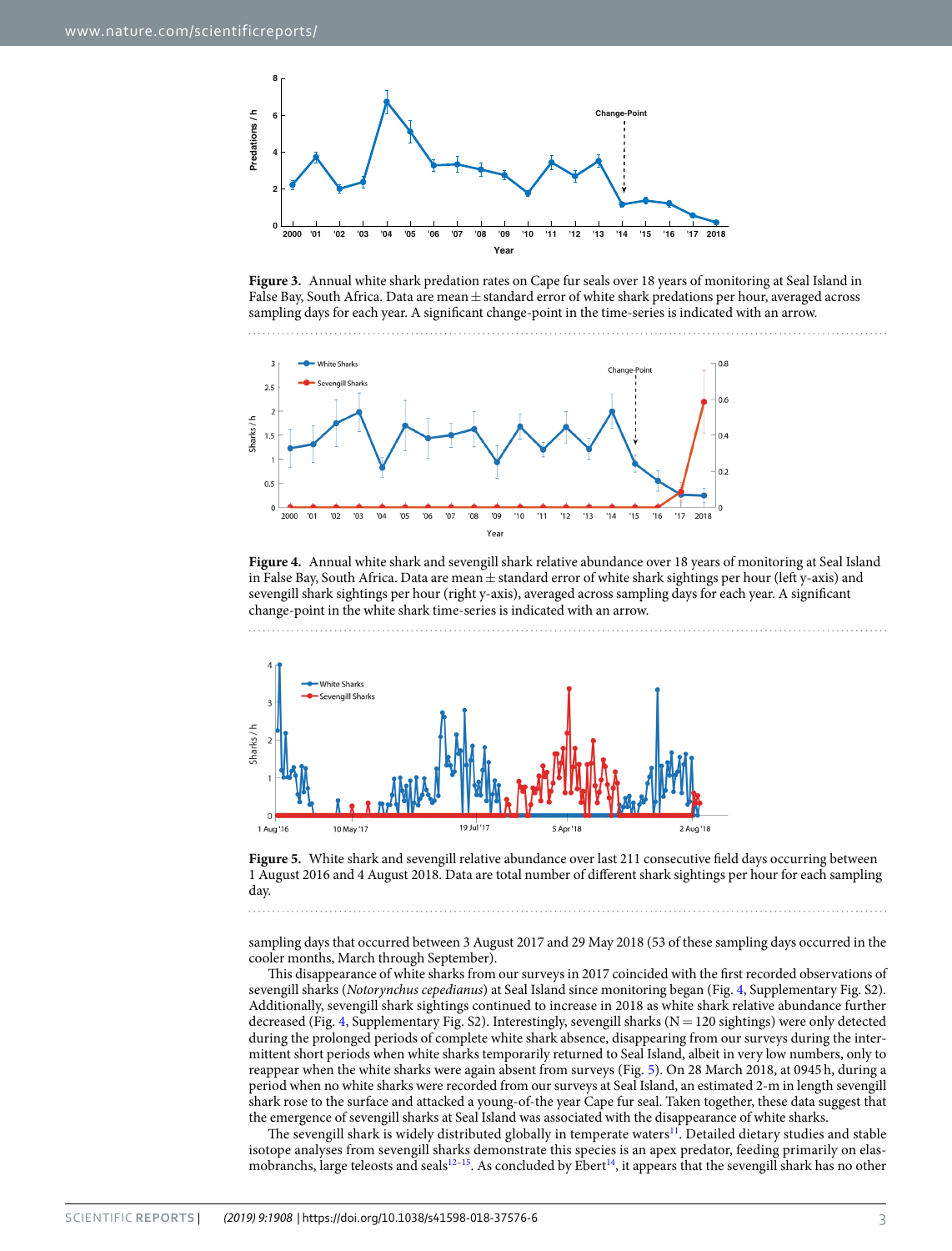Figure 3. Annual white shark predation rates on Cape fur seals over 18 years of monitoring at Seal Island in False Bay, South Africa. Data are mean ± standard error of white shark predations per hour, averaged across sampling days for each year. A significant change-point in the time-series is indicated with an arrow.

Figure 4. Annual white shark and sevengill shark relative abundance over 18 years of monitoring at Seal Island in False Bay, South Africa. Data are mean ± standard error of white shark sightings per hour (left y-axis) and sevengill shark sightings per hour (right y-axis), averaged across sampling days for each year. A significant change-point in the white shark time-series is indicated with an arrow.

Figure 5. White shark and sevengill relative abundance over last 211 consecutive field days occurring between 1 August 2016 and 4 August 2018. Data are total number of different shark sightings per hour for each sampling day.

sampling days that occurred between 3 August 2017 and 29 May 2018 (53 of these sampling days occurred in the cooler months, March through September).

This disappearance of white sharks from our surveys in 2017 coincided with the first recorded observations of sevengill sharks (*Notorynchus cepedianus*) at Seal Island since monitoring began (Fig. 4, Supplementary Fig. S2). Additionally, sevengill shark sightings continued to increase in 2018 as white shark relative abundance further decreased (Fig. 4, Supplementary Fig. S2). Interestingly, sevengill sharks (N = 120 sightings) were only detected during the prolonged periods of complete white shark absence, disappearing from our surveys during the intermittent short periods when white sharks temporarily returned to Seal Island, albeit in very low numbers, only to reappear when the white sharks were again absent from surveys (Fig. 5). On 28 March 2018, at 0945 h, during a period when no white sharks were recorded from our surveys at Seal Island, an estimated 2-m in length sevengill shark rose to the surface and attacked a young-of-the year Cape fur seal. Taken together, these data suggest that the emergence of sevengill sharks at Seal Island was associated with the disappearance of white sharks.

The sevengill shark is widely distributed globally in temperate waters[11]. Detailed dietary studies and stable isotope analyses from sevengill sharks demonstrate this species is an apex predator, feeding primarily on elasmobranchs, large teleosts and seals[12–15]. As concluded by Ebert[14], it appears that the sevengill shark has no other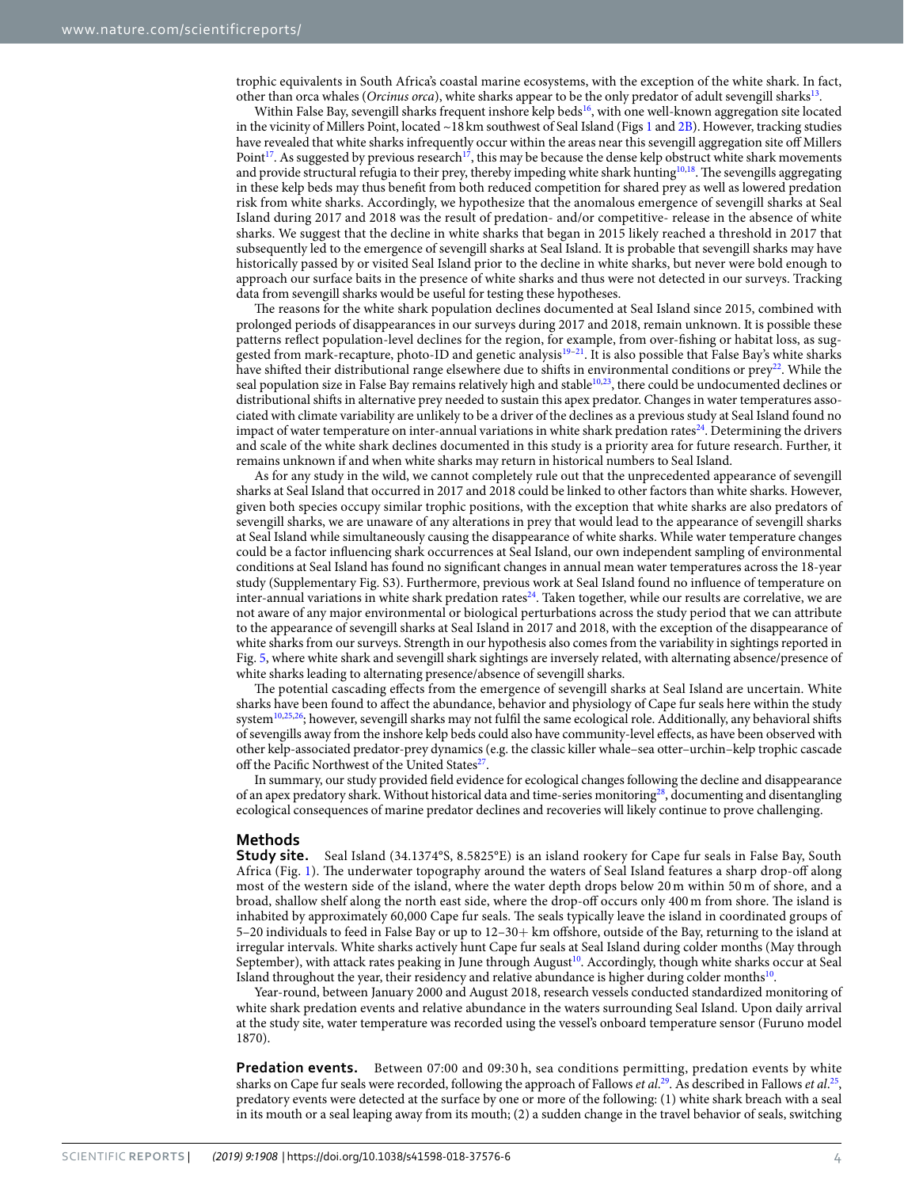trophic equivalents in South Africa's coastal marine ecosystems, with the exception of the white shark. In fact, other than orca whales (*Orcinus orca*), white sharks appear to be the only predator of adult sevengill sharks[13].

Within False Bay, sevengill sharks frequent inshore kelp beds[16], with one well-known aggregation site located in the vicinity of Millers Point, located ~18 km southwest of Seal Island (Figs 1 and 2B). However, tracking studies have revealed that white sharks infrequently occur within the areas near this sevengill aggregation site off Millers Point[17]. As suggested by previous research[17], this may be because the dense kelp obstruct white shark movements and provide structural refugia to their prey, thereby impeding white shark hunting[10,18]. The sevengills aggregating in these kelp beds may thus benefit from both reduced competition for shared prey as well as lowered predation risk from white sharks. Accordingly, we hypothesize that the anomalous emergence of sevengill sharks at Seal Island during 2017 and 2018 was the result of predation- and/or competitive- release in the absence of white sharks. We suggest that the decline in white sharks that began in 2015 likely reached a threshold in 2017 that subsequently led to the emergence of sevengill sharks at Seal Island. It is probable that sevengill sharks may have historically passed by or visited Seal Island prior to the decline in white sharks, but never were bold enough to approach our surface baits in the presence of white sharks and thus were not detected in our surveys. Tracking data from sevengill sharks would be useful for testing these hypotheses.

The reasons for the white shark population declines documented at Seal Island since 2015, combined with prolonged periods of disappearances in our surveys during 2017 and 2018, remain unknown. It is possible these patterns reflect population-level declines for the region, from over-fishing or habitat loss, as suggested from mark-recapture, photo-ID and genetic analysis[19–21]. It is also possible that False Bay's white sharks have shifted their distributional range elsewhere due to shifts in environmental conditions or prey[22]. While the seal population size in False Bay remains relatively high and stable[10,23], there could be undocumented declines or distributional shifts in alternative prey needed to sustain this apex predator. Changes in water temperatures associated with climate variability are unlikely to be a driver of the declines as a previous study at Seal Island found no impact of water temperature on inter-annual variations in white shark predation rates[24]. Determining the drivers and scale of the white shark declines documented in this study is a priority area for future research. Further, it remains unknown if and when white sharks may return in historical numbers to Seal Island.

As for any study in the wild, we cannot completely rule out that the unprecedented appearance of sevengill sharks at Seal Island that occurred in 2017 and 2018 could be linked to other factors than white sharks. However, given both species occupy similar trophic positions, with the exception that white sharks are also predators of sevengill sharks, we are unaware of any alterations in prey that would lead to the appearance of sevengill sharks at Seal Island while simultaneously causing the disappearance of white sharks. While water temperature changes could be a factor influencing shark occurrences at Seal Island, our own independent sampling of environmental conditions at Seal Island has found no significant changes in annual mean water temperatures across the 18-year study (Supplementary Fig. S3). Furthermore, previous work at Seal Island found no influence of temperature on inter-annual variations in white shark predation rates[24]. Taken together, while our results are correlative, we are not aware of any major environmental or biological perturbations across the study period that we can attribute to the appearance of sevengill sharks at Seal Island in 2017 and 2018, with the exception of the disappearance of white sharks from our surveys. Strength in our hypothesis also comes from the variability in sightings reported in Fig. 5, where white shark and sevengill shark sightings are inversely related, with alternating absence/presence of white sharks leading to alternating presence/absence of sevengill sharks.

The potential cascading effects from the emergence of sevengill sharks at Seal Island are uncertain. White sharks have been found to affect the abundance, behavior and physiology of Cape fur seals here within the study system[10,25,26]; however, sevengill sharks may not fulfil the same ecological role. Additionally, any behavioral shifts of sevengills away from the inshore kelp beds could also have community-level effects, as have been observed with other kelp-associated predator-prey dynamics (e.g. the classic killer whale–sea otter–urchin–kelp trophic cascade off the Pacific Northwest of the United States[27].

In summary, our study provided field evidence for ecological changes following the decline and disappearance of an apex predatory shark. Without historical data and time-series monitoring[28], documenting and disentangling ecological consequences of marine predator declines and recoveries will likely continue to prove challenging.

## Methods

**Study site.** Seal Island (34.1374°S, 8.5825°E) is an island rookery for Cape fur seals in False Bay, South Africa (Fig. 1). The underwater topography around the waters of Seal Island features a sharp drop-off along most of the western side of the island, where the water depth drops below 20 m within 50 m of shore, and a broad, shallow shelf along the north east side, where the drop-off occurs only 400 m from shore. The island is inhabited by approximately 60,000 Cape fur seals. The seals typically leave the island in coordinated groups of 5–20 individuals to feed in False Bay or up to 12–30+ km offshore, outside of the Bay, returning to the island at irregular intervals. White sharks actively hunt Cape fur seals at Seal Island during colder months (May through September), with attack rates peaking in June through August[10]. Accordingly, though white sharks occur at Seal Island throughout the year, their residency and relative abundance is higher during colder months[10].

Year-round, between January 2000 and August 2018, research vessels conducted standardized monitoring of white shark predation events and relative abundance in the waters surrounding Seal Island. Upon daily arrival at the study site, water temperature was recorded using the vessel's onboard temperature sensor (Furuno model 1870).

**Predation events.** Between 07:00 and 09:30 h, sea conditions permitting, predation events by white sharks on Cape fur seals were recorded, following the approach of Fallows *et al*.[29]. As described in Fallows *et al*.[25], predatory events were detected at the surface by one or more of the following: (1) white shark breach with a seal in its mouth or a seal leaping away from its mouth; (2) a sudden change in the travel behavior of seals, switching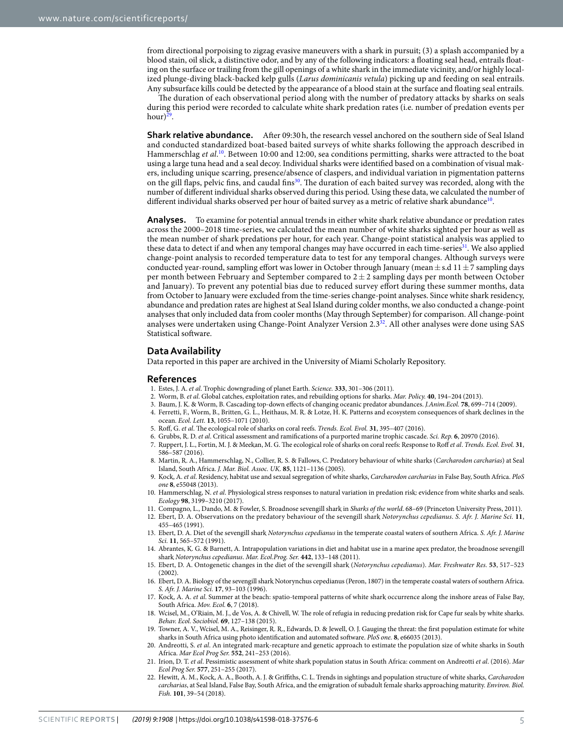from directional porpoising to zigzag evasive maneuvers with a shark in pursuit; (3) a splash accompanied by a blood stain, oil slick, a distinctive odor, and by any of the following indicators: a floating seal head, entrails floating on the surface or trailing from the gill openings of a white shark in the immediate vicinity, and/or highly localized plunge-diving black-backed kelp gulls (*Larus dominicanis vetula*) picking up and feeding on seal entrails. Any subsurface kills could be detected by the appearance of a blood stain at the surface and floating seal entrails.

The duration of each observational period along with the number of predatory attacks by sharks on seals during this period were recorded to calculate white shark predation rates (i.e. number of predation events per hour)[29].

**Shark relative abundance.** After 09:30 h, the research vessel anchored on the southern side of Seal Island and conducted standardized boat-based baited surveys of white sharks following the approach described in Hammerschlag *et al*.[10]. Between 10:00 and 12:00, sea conditions permitting, sharks were attracted to the boat using a large tuna head and a seal decoy. Individual sharks were identified based on a combination of visual makers, including unique scarring, presence/absence of claspers, and individual variation in pigmentation patterns on the gill flaps, pelvic fins, and caudal fins[30]. The duration of each baited survey was recorded, along with the number of different individual sharks observed during this period. Using these data, we calculated the number of different individual sharks observed per hour of baited survey as a metric of relative shark abundance[10].

**Analyses.** To examine for potential annual trends in either white shark relative abundance or predation rates across the 2000–2018 time-series, we calculated the mean number of white sharks sighted per hour as well as the mean number of shark predations per hour, for each year. Change-point statistical analysis was applied to these data to detect if and when any temporal changes may have occurred in each time-series[31]. We also applied change-point analysis to recorded temperature data to test for any temporal changes. Although surveys were conducted year-round, sampling effort was lower in October through January (mean ± s.d 11 ± 7 sampling days per month between February and September compared to 2 ± 2 sampling days per month between October and January). To prevent any potential bias due to reduced survey effort during these summer months, data from October to January were excluded from the time-series change-point analyses. Since white shark residency, abundance and predation rates are highest at Seal Island during colder months, we also conducted a change-point analyses that only included data from cooler months (May through September) for comparison. All change-point analyses were undertaken using Change-Point Analyzer Version 2.3[32]. All other analyses were done using SAS Statistical software.

## Data Availability

Data reported in this paper are archived in the University of Miami Scholarly Repository.

## References

1. Estes, J. A. *et al*. Trophic downgrading of planet Earth. *Science.* **333**, 301–306 (2011).
2. Worm, B. *et al*. Global catches, exploitation rates, and rebuilding options for sharks. *Mar. Policy.* **40**, 194–204 (2013).
3. Baum, J. K. & Worm, B. Cascading top-down effects of changing oceanic predator abundances. *J.Anim.Ecol.* **78**, 699–714 (2009).
4. Ferretti, F., Worm, B., Britten, G. L., Heithaus, M. R. & Lotze, H. K. Patterns and ecosystem consequences of shark declines in the ocean. *Ecol. Lett.* **13**, 1055–1071 (2010).
5. Roff, G. *et al*. The ecological role of sharks on coral reefs. *Trends. Ecol. Evol.* **31**, 395–407 (2016).
6. Grubbs, R. D. *et al*. Critical assessment and ramifications of a purported marine trophic cascade. *Sci. Rep.* **6**, 20970 (2016).
7. Ruppert, J. L., Fortin, M. J. & Meekan, M. G. The ecological role of sharks on coral reefs: Response to Roff *et al*. *Trends. Ecol. Evol.* **31**, 586–587 (2016).
8. Martin, R. A., Hammerschlag, N., Collier, R. S. & Fallows, C. Predatory behaviour of white sharks (*Carcharodon carcharias*) at Seal Island, South Africa. *J. Mar. Biol. Assoc. UK.* **85**, 1121–1136 (2005).
9. Kock, A. *et al*. Residency, habitat use and sexual segregation of white sharks, *Carcharodon carcharias* in False Bay, South Africa. *PloS one* **8**, e55048 (2013).
10. Hammerschlag, N. *et al*. Physiological stress responses to natural variation in predation risk: evidence from white sharks and seals. *Ecology* **98**, 3199–3210 (2017).
11. Compagno, L., Dando, M. & Fowler, S. Broadnose sevengill shark in *Sharks of the world*. 68–69 (Princeton University Press, 2011).
12. Ebert, D. A. Observations on the predatory behaviour of the sevengill shark *Notorynchus cepedianus*. *S. Afr. J. Marine Sci.* **11**, 455–465 (1991).
13. Ebert, D. A. Diet of the sevengill shark *Notorynchus cepedianus* in the temperate coastal waters of southern Africa. *S. Afr. J. Marine Sci.* **11**, 565–572 (1991).
14. Abrantes, K. G. & Barnett, A. Intrapopulation variations in diet and habitat use in a marine apex predator, the broadnose sevengill shark *Notorynchus cepedianus*. *Mar. Ecol.Prog. Ser.* **442**, 133–148 (2011).
15. Ebert, D. A. Ontogenetic changes in the diet of the sevengill shark (*Notorynchus cepedianus*). *Mar. Freshwater Res.* **53**, 517–523 (2002).
16. Ebert, D. A. Biology of the sevengill shark Notorynchus cepedianus (Peron, 1807) in the temperate coastal waters of southern Africa. *S. Afr. J. Marine Sci.* **17**, 93–103 (1996).
17. Kock, A. A. *et al*. Summer at the beach: spatio-temporal patterns of white shark occurrence along the inshore areas of False Bay, South Africa. *Mov. Ecol.* **6**, 7 (2018).
18. Wcisel, M., O'Riain, M. J., de Vos, A. & Chivell, W. The role of refugia in reducing predation risk for Cape fur seals by white sharks. *Behav. Ecol. Sociobiol.* **69**, 127–138 (2015).
19. Towner, A. V., Wcisel, M. A., Reisinger, R. R., Edwards, D. & Jewell, O. J. Gauging the threat: the first population estimate for white sharks in South Africa using photo identification and automated software. *PloS one.* **8**, e66035 (2013).
20. Andreotti, S. *et al*. An integrated mark-recapture and genetic approach to estimate the population size of white sharks in South Africa. *Mar Ecol Prog Ser.* **552**, 241–253 (2016).
21. Irion, D. T. *et al*. Pessimistic assessment of white shark population status in South Africa: comment on Andreotti *et al*. (2016). *Mar Ecol Prog Ser.* **577**, 251–255 (2017).
22. Hewitt, A. M., Kock, A. A., Booth, A. J. & Griffiths, C. L. Trends in sightings and population structure of white sharks, *Carcharodon carcharias*, at Seal Island, False Bay, South Africa, and the emigration of subadult female sharks approaching maturity. *Environ. Biol. Fish.* **101**, 39–54 (2018).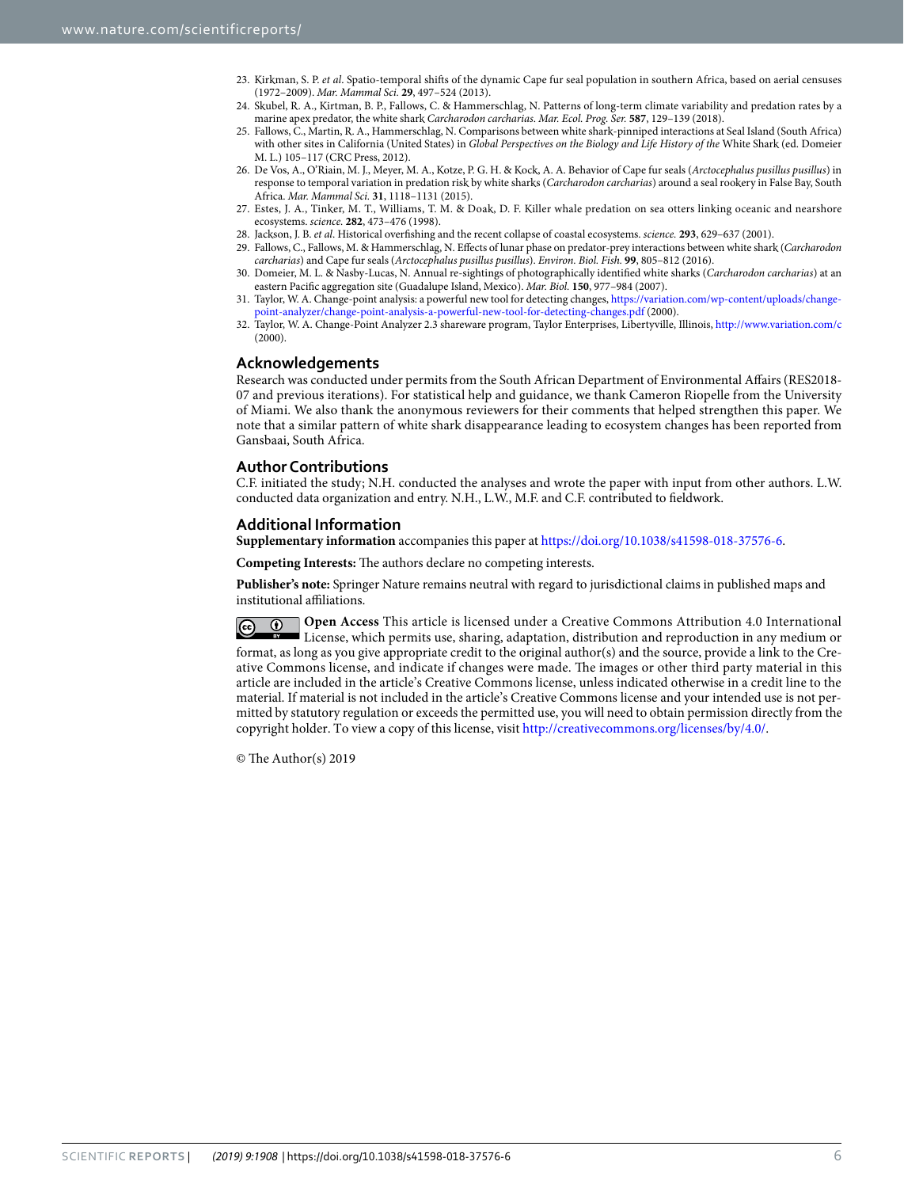23. Kirkman, S. P. *et al*. Spatio-temporal shifts of the dynamic Cape fur seal population in southern Africa, based on aerial censuses (1972–2009). *Mar. Mammal Sci.* **29**, 497–524 (2013).
24. Skubel, R. A., Kirtman, B. P., Fallows, C. & Hammerschlag, N. Patterns of long-term climate variability and predation rates by a marine apex predator, the white shark *Carcharodon carcharias*. *Mar. Ecol. Prog. Ser.* **587**, 129–139 (2018).
25. Fallows, C., Martin, R. A., Hammerschlag, N. Comparisons between white shark-pinniped interactions at Seal Island (South Africa) with other sites in California (United States) in *Global Perspectives on the Biology and Life History of the* White Shark (ed. Domeier M. L.) 105–117 (CRC Press, 2012).
26. De Vos, A., O'Riain, M. J., Meyer, M. A., Kotze, P. G. H. & Kock, A. A. Behavior of Cape fur seals (*Arctocephalus pusillus pusillus*) in response to temporal variation in predation risk by white sharks (*Carcharodon carcharias*) around a seal rookery in False Bay, South Africa. *Mar. Mammal Sci.* **31**, 1118–1131 (2015).
27. Estes, J. A., Tinker, M. T., Williams, T. M. & Doak, D. F. Killer whale predation on sea otters linking oceanic and nearshore ecosystems. *science.* **282**, 473–476 (1998).
28. Jackson, J. B. *et al*. Historical overfishing and the recent collapse of coastal ecosystems. *science.* **293**, 629–637 (2001).
29. Fallows, C., Fallows, M. & Hammerschlag, N. Effects of lunar phase on predator-prey interactions between white shark (*Carcharodon carcharias*) and Cape fur seals (*Arctocephalus pusillus pusillus*). *Environ. Biol. Fish.* **99**, 805–812 (2016).
30. Domeier, M. L. & Nasby-Lucas, N. Annual re-sightings of photographically identified white sharks (*Carcharodon carcharias*) at an eastern Pacific aggregation site (Guadalupe Island, Mexico). *Mar. Biol.* **150**, 977–984 (2007).
31. Taylor, W. A. Change-point analysis: a powerful new tool for detecting changes, https://variation.com/wp-content/uploads/change-point-analyzer/change-point-analysis-a-powerful-new-tool-for-detecting-changes.pdf (2000).
32. Taylor, W. A. Change-Point Analyzer 2.3 shareware program, Taylor Enterprises, Libertyville, Illinois, http://www.variation.com/c (2000).

## Acknowledgements

Research was conducted under permits from the South African Department of Environmental Affairs (RES2018-07 and previous iterations). For statistical help and guidance, we thank Cameron Riopelle from the University of Miami. We also thank the anonymous reviewers for their comments that helped strengthen this paper. We note that a similar pattern of white shark disappearance leading to ecosystem changes has been reported from Gansbaai, South Africa.

## Author Contributions

C.F. initiated the study; N.H. conducted the analyses and wrote the paper with input from other authors. L.W. conducted data organization and entry. N.H., L.W., M.F. and C.F. contributed to fieldwork.

## Additional Information

**Supplementary information** accompanies this paper at https://doi.org/10.1038/s41598-018-37576-6.

**Competing Interests:** The authors declare no competing interests.

**Publisher's note:** Springer Nature remains neutral with regard to jurisdictional claims in published maps and institutional affiliations.

**Open Access** This article is licensed under a Creative Commons Attribution 4.0 International License, which permits use, sharing, adaptation, distribution and reproduction in any medium or format, as long as you give appropriate credit to the original author(s) and the source, provide a link to the Creative Commons license, and indicate if changes were made. The images or other third party material in this article are included in the article's Creative Commons license, unless indicated otherwise in a credit line to the material. If material is not included in the article's Creative Commons license and your intended use is not permitted by statutory regulation or exceeds the permitted use, you will need to obtain permission directly from the copyright holder. To view a copy of this license, visit http://creativecommons.org/licenses/by/4.0/.

© The Author(s) 2019